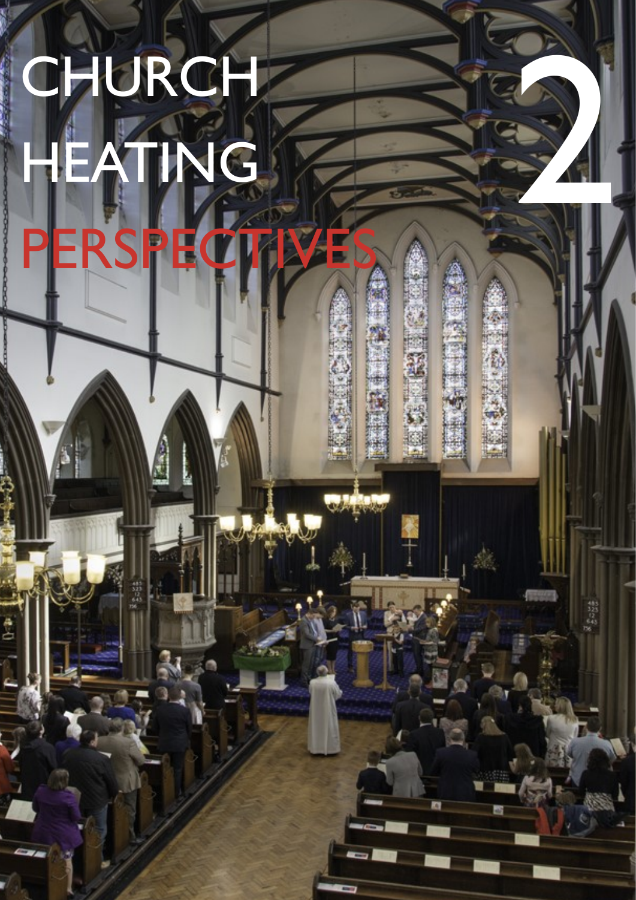# CHURCH HEATING PERSPECTIVES

# 2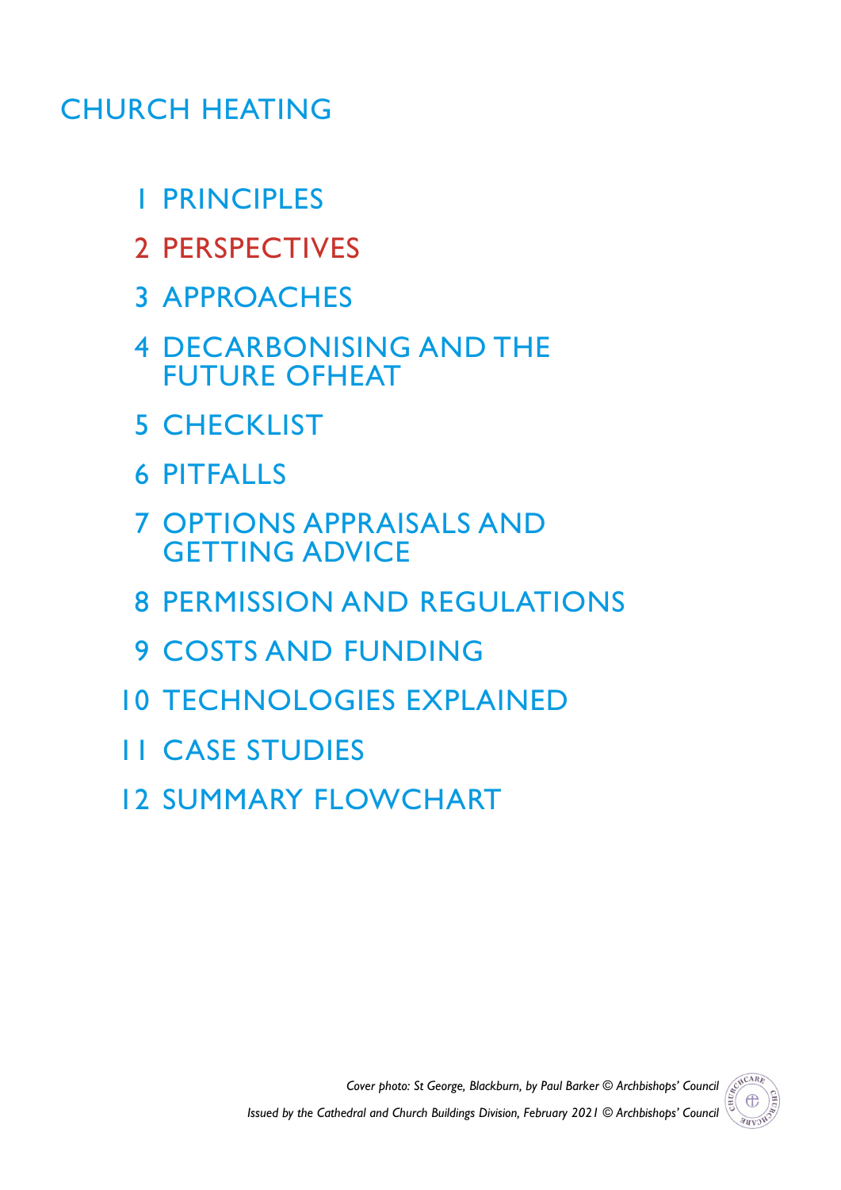# CHURCH HEATING

1. PRINCIPLES
2. PERSPECTIVES
3. APPROACHES
4. DECARBONISING AND THE FUTURE OFHEAT
5. CHECKLIST
6. PITFALLS
7. OPTIONS APPRAISALS AND GETTING ADVICE
8. PERMISSION AND REGULATIONS
9. COSTS AND FUNDING
10. TECHNOLOGIES EXPLAINED
11. CASE STUDIES
12. SUMMARY FLOWCHART

*Cover photo: St George, Blackburn, by Paul Barker © Archbishops' Council*

*Issued by the Cathedral and Church Buildings Division, February 2021 © Archbishops' Council*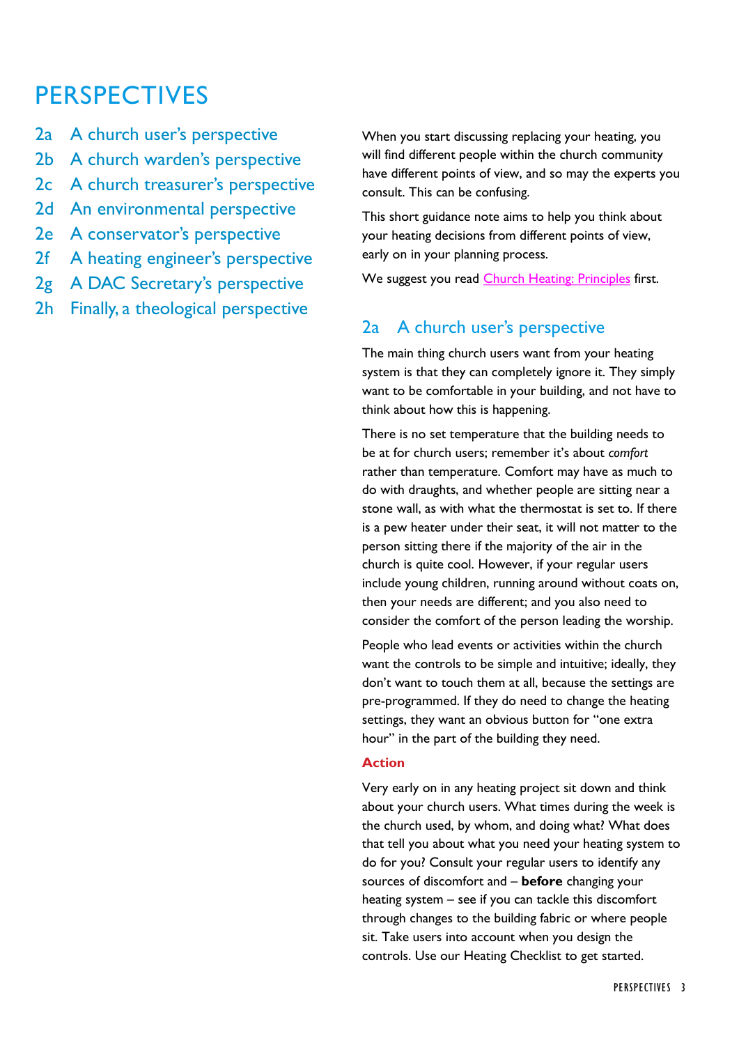# PERSPECTIVES

- 2a A church user's perspective
- 2b A church warden's perspective
- 2c A church treasurer's perspective
- 2d An environmental perspective
- 2e A conservator's perspective
- 2f A heating engineer's perspective
- 2g A DAC Secretary's perspective
- 2h Finally, a theological perspective

When you start discussing replacing your heating, you will find different people within the church community have different points of view, and so may the experts you consult. This can be confusing.

This short guidance note aims to help you think about your heating decisions from different points of view, early on in your planning process.

We suggest you read Church Heating: Principles first.

## 2a A church user's perspective

The main thing church users want from your heating system is that they can completely ignore it. They simply want to be comfortable in your building, and not have to think about how this is happening.

There is no set temperature that the building needs to be at for church users; remember it's about *comfort* rather than temperature. Comfort may have as much to do with draughts, and whether people are sitting near a stone wall, as with what the thermostat is set to. If there is a pew heater under their seat, it will not matter to the person sitting there if the majority of the air in the church is quite cool. However, if your regular users include young children, running around without coats on, then your needs are different; and you also need to consider the comfort of the person leading the worship.

People who lead events or activities within the church want the controls to be simple and intuitive; ideally, they don't want to touch them at all, because the settings are pre-programmed. If they do need to change the heating settings, they want an obvious button for "one extra hour" in the part of the building they need.

**Action**

Very early on in any heating project sit down and think about your church users. What times during the week is the church used, by whom, and doing what? What does that tell you about what you need your heating system to do for you? Consult your regular users to identify any sources of discomfort and – **before** changing your heating system – see if you can tackle this discomfort through changes to the building fabric or where people sit. Take users into account when you design the controls. Use our Heating Checklist to get started.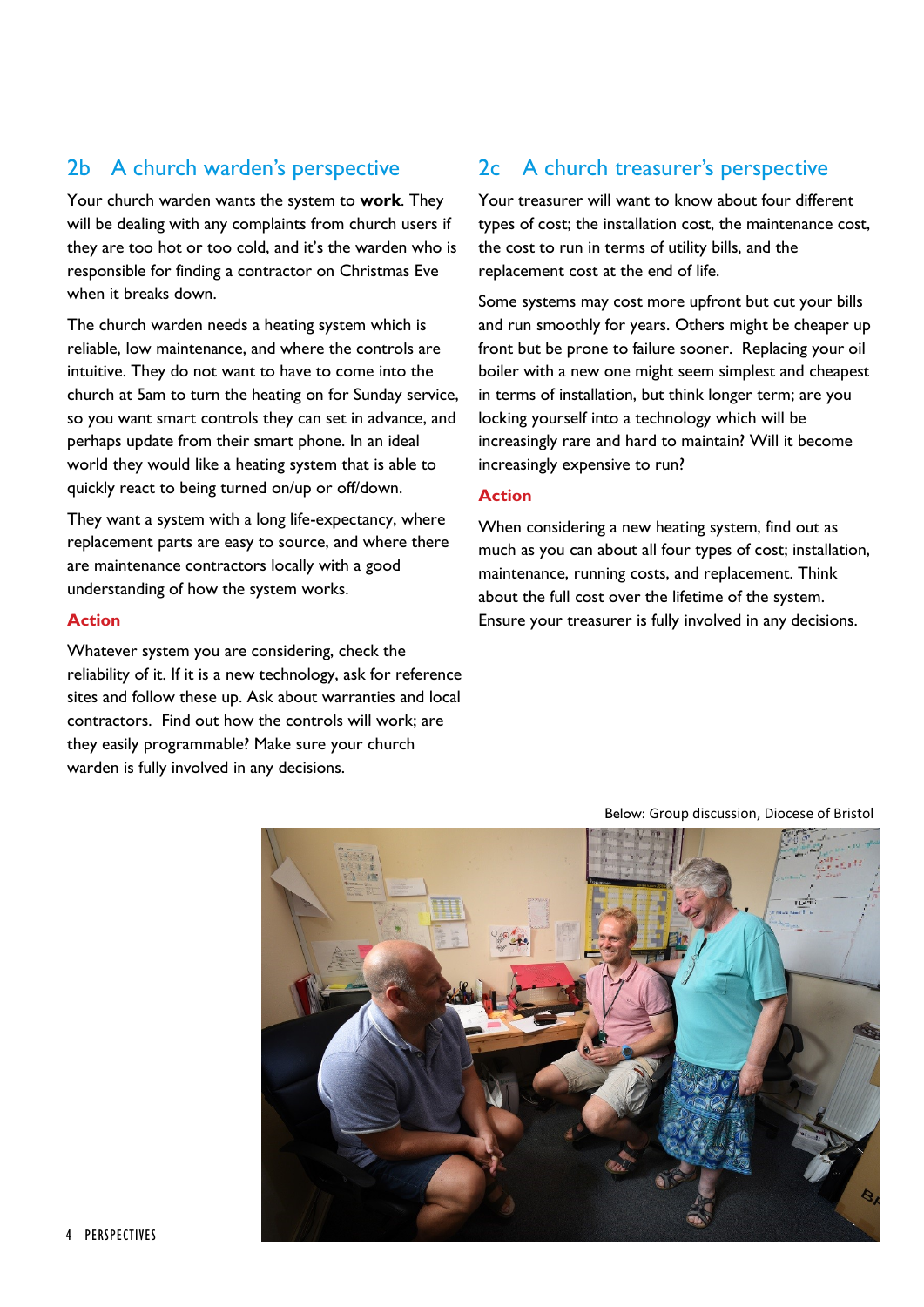## 2b A church warden's perspective

Your church warden wants the system to **work**. They will be dealing with any complaints from church users if they are too hot or too cold, and it's the warden who is responsible for finding a contractor on Christmas Eve when it breaks down.

The church warden needs a heating system which is reliable, low maintenance, and where the controls are intuitive. They do not want to have to come into the church at 5am to turn the heating on for Sunday service, so you want smart controls they can set in advance, and perhaps update from their smart phone. In an ideal world they would like a heating system that is able to quickly react to being turned on/up or off/down.

They want a system with a long life-expectancy, where replacement parts are easy to source, and where there are maintenance contractors locally with a good understanding of how the system works.

### Action

Whatever system you are considering, check the reliability of it. If it is a new technology, ask for reference sites and follow these up. Ask about warranties and local contractors. Find out how the controls will work; are they easily programmable? Make sure your church warden is fully involved in any decisions.

## 2c A church treasurer's perspective

Your treasurer will want to know about four different types of cost; the installation cost, the maintenance cost, the cost to run in terms of utility bills, and the replacement cost at the end of life.

Some systems may cost more upfront but cut your bills and run smoothly for years. Others might be cheaper up front but be prone to failure sooner. Replacing your oil boiler with a new one might seem simplest and cheapest in terms of installation, but think longer term; are you locking yourself into a technology which will be increasingly rare and hard to maintain? Will it become increasingly expensive to run?

### Action

When considering a new heating system, find out as much as you can about all four types of cost; installation, maintenance, running costs, and replacement. Think about the full cost over the lifetime of the system. Ensure your treasurer is fully involved in any decisions.

Below: Group discussion, Diocese of Bristol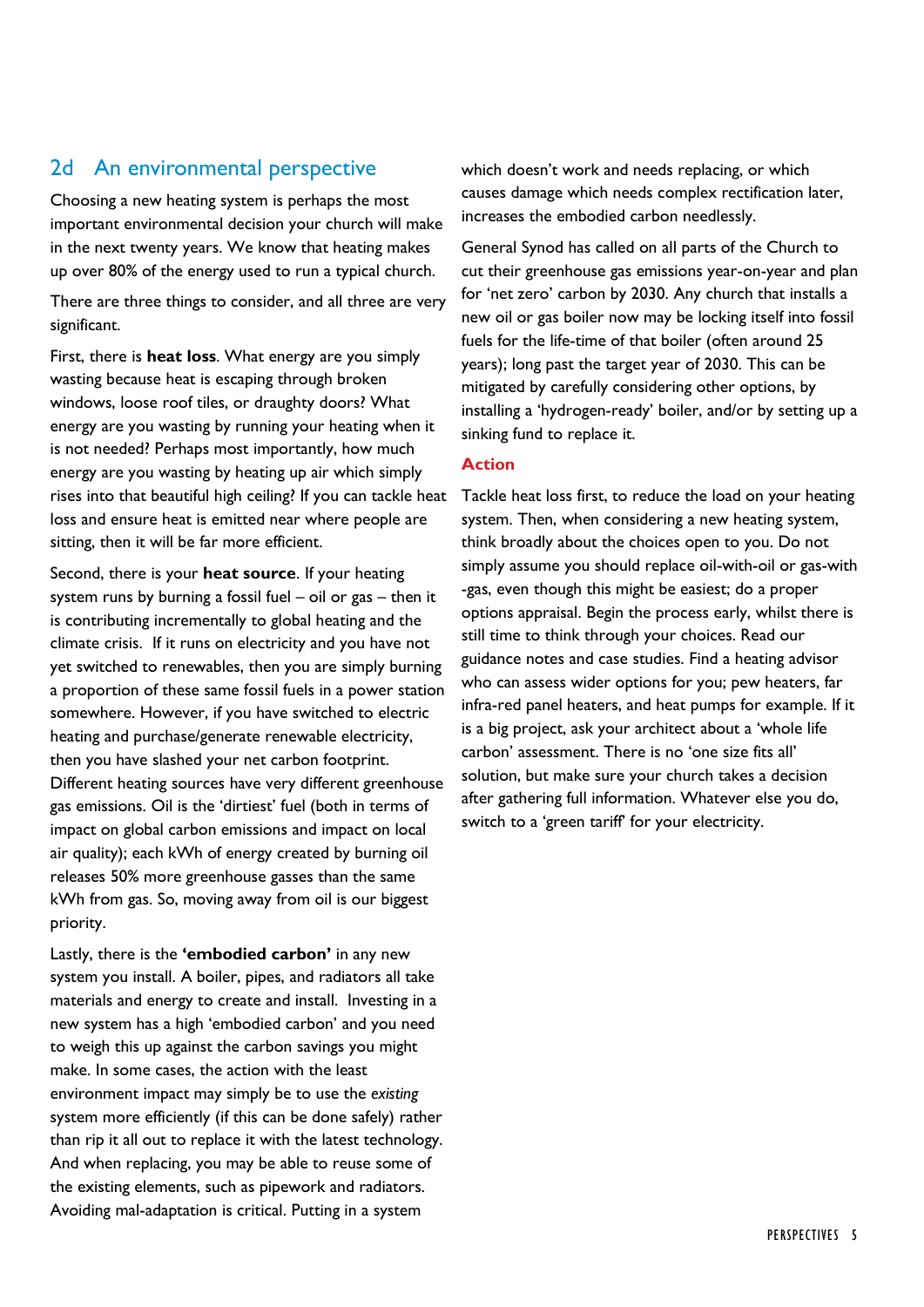## 2d An environmental perspective

Choosing a new heating system is perhaps the most important environmental decision your church will make in the next twenty years. We know that heating makes up over 80% of the energy used to run a typical church.

There are three things to consider, and all three are very significant.

First, there is **heat loss**. What energy are you simply wasting because heat is escaping through broken windows, loose roof tiles, or draughty doors? What energy are you wasting by running your heating when it is not needed? Perhaps most importantly, how much energy are you wasting by heating up air which simply rises into that beautiful high ceiling? If you can tackle heat loss and ensure heat is emitted near where people are sitting, then it will be far more efficient.

Second, there is your **heat source**. If your heating system runs by burning a fossil fuel – oil or gas – then it is contributing incrementally to global heating and the climate crisis. If it runs on electricity and you have not yet switched to renewables, then you are simply burning a proportion of these same fossil fuels in a power station somewhere. However, if you have switched to electric heating and purchase/generate renewable electricity, then you have slashed your net carbon footprint. Different heating sources have very different greenhouse gas emissions. Oil is the 'dirtiest' fuel (both in terms of impact on global carbon emissions and impact on local air quality); each kWh of energy created by burning oil releases 50% more greenhouse gasses than the same kWh from gas. So, moving away from oil is our biggest priority.

Lastly, there is the **'embodied carbon'** in any new system you install. A boiler, pipes, and radiators all take materials and energy to create and install. Investing in a new system has a high 'embodied carbon' and you need to weigh this up against the carbon savings you might make. In some cases, the action with the least environment impact may simply be to use the *existing* system more efficiently (if this can be done safely) rather than rip it all out to replace it with the latest technology. And when replacing, you may be able to reuse some of the existing elements, such as pipework and radiators. Avoiding mal-adaptation is critical. Putting in a system which doesn't work and needs replacing, or which causes damage which needs complex rectification later, increases the embodied carbon needlessly.

General Synod has called on all parts of the Church to cut their greenhouse gas emissions year-on-year and plan for 'net zero' carbon by 2030. Any church that installs a new oil or gas boiler now may be locking itself into fossil fuels for the life-time of that boiler (often around 25 years); long past the target year of 2030. This can be mitigated by carefully considering other options, by installing a 'hydrogen-ready' boiler, and/or by setting up a sinking fund to replace it.

### Action

Tackle heat loss first, to reduce the load on your heating system. Then, when considering a new heating system, think broadly about the choices open to you. Do not simply assume you should replace oil-with-oil or gas-with-gas, even though this might be easiest; do a proper options appraisal. Begin the process early, whilst there is still time to think through your choices. Read our guidance notes and case studies. Find a heating advisor who can assess wider options for you; pew heaters, far infra-red panel heaters, and heat pumps for example. If it is a big project, ask your architect about a 'whole life carbon' assessment. There is no 'one size fits all' solution, but make sure your church takes a decision after gathering full information. Whatever else you do, switch to a 'green tariff' for your electricity.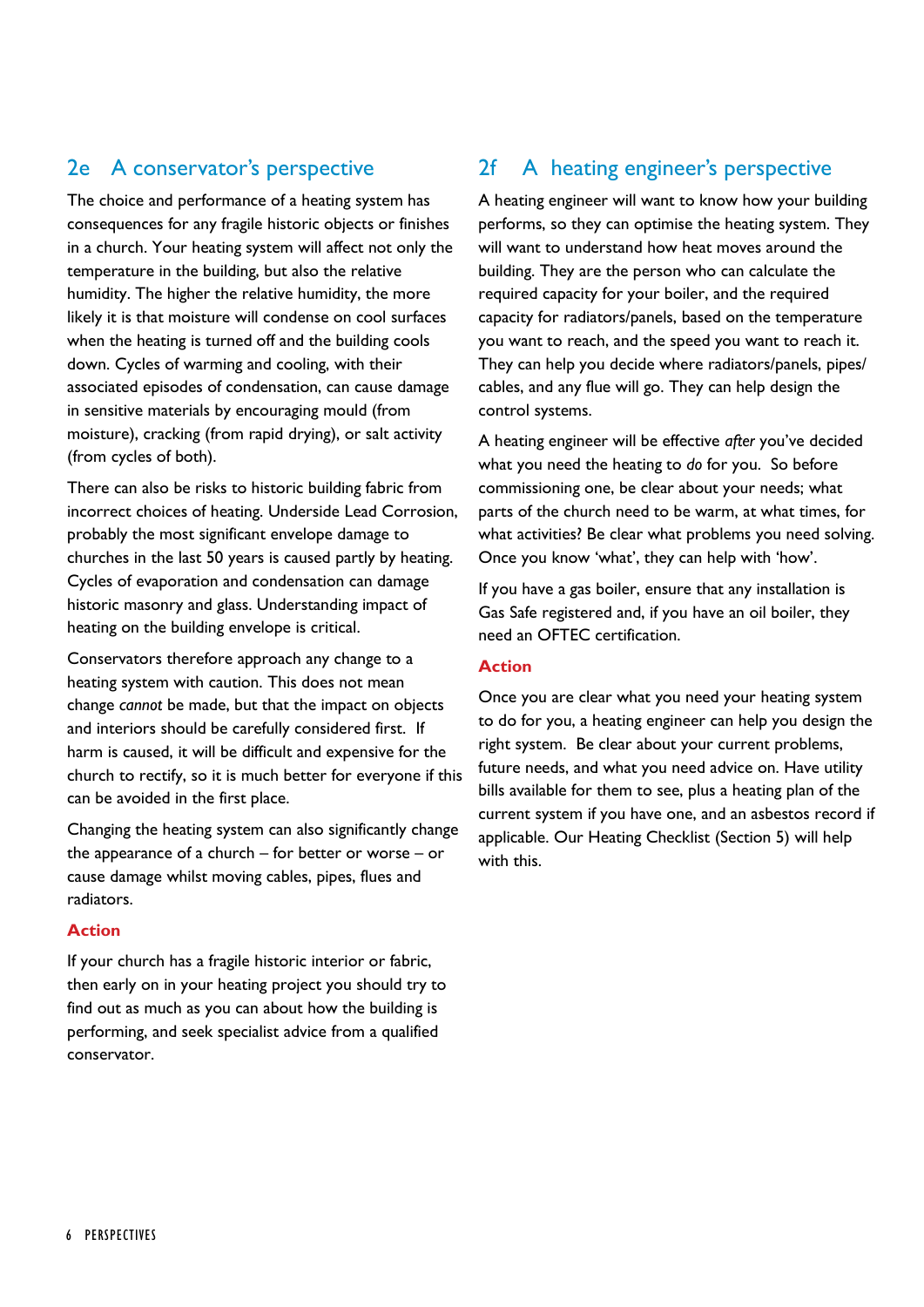## 2e A conservator's perspective

The choice and performance of a heating system has consequences for any fragile historic objects or finishes in a church. Your heating system will affect not only the temperature in the building, but also the relative humidity. The higher the relative humidity, the more likely it is that moisture will condense on cool surfaces when the heating is turned off and the building cools down. Cycles of warming and cooling, with their associated episodes of condensation, can cause damage in sensitive materials by encouraging mould (from moisture), cracking (from rapid drying), or salt activity (from cycles of both).

There can also be risks to historic building fabric from incorrect choices of heating. Underside Lead Corrosion, probably the most significant envelope damage to churches in the last 50 years is caused partly by heating. Cycles of evaporation and condensation can damage historic masonry and glass. Understanding impact of heating on the building envelope is critical.

Conservators therefore approach any change to a heating system with caution. This does not mean change *cannot* be made, but that the impact on objects and interiors should be carefully considered first. If harm is caused, it will be difficult and expensive for the church to rectify, so it is much better for everyone if this can be avoided in the first place.

Changing the heating system can also significantly change the appearance of a church – for better or worse – or cause damage whilst moving cables, pipes, flues and radiators.

### Action

If your church has a fragile historic interior or fabric, then early on in your heating project you should try to find out as much as you can about how the building is performing, and seek specialist advice from a qualified conservator.

## 2f A heating engineer's perspective

A heating engineer will want to know how your building performs, so they can optimise the heating system. They will want to understand how heat moves around the building. They are the person who can calculate the required capacity for your boiler, and the required capacity for radiators/panels, based on the temperature you want to reach, and the speed you want to reach it. They can help you decide where radiators/panels, pipes/cables, and any flue will go. They can help design the control systems.

A heating engineer will be effective *after* you've decided what you need the heating to *do* for you. So before commissioning one, be clear about your needs; what parts of the church need to be warm, at what times, for what activities? Be clear what problems you need solving. Once you know 'what', they can help with 'how'.

If you have a gas boiler, ensure that any installation is Gas Safe registered and, if you have an oil boiler, they need an OFTEC certification.

### Action

Once you are clear what you need your heating system to do for you, a heating engineer can help you design the right system. Be clear about your current problems, future needs, and what you need advice on. Have utility bills available for them to see, plus a heating plan of the current system if you have one, and an asbestos record if applicable. Our Heating Checklist (Section 5) will help with this.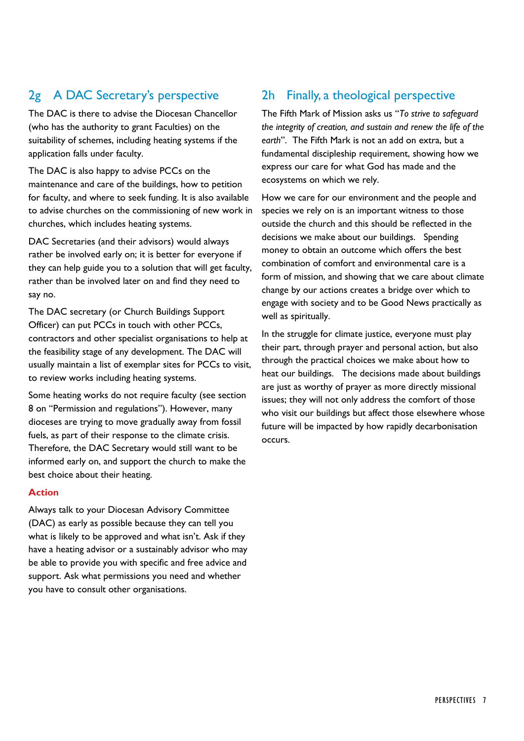## 2g A DAC Secretary's perspective

The DAC is there to advise the Diocesan Chancellor (who has the authority to grant Faculties) on the suitability of schemes, including heating systems if the application falls under faculty.

The DAC is also happy to advise PCCs on the maintenance and care of the buildings, how to petition for faculty, and where to seek funding. It is also available to advise churches on the commissioning of new work in churches, which includes heating systems.

DAC Secretaries (and their advisors) would always rather be involved early on; it is better for everyone if they can help guide you to a solution that will get faculty, rather than be involved later on and find they need to say no.

The DAC secretary (or Church Buildings Support Officer) can put PCCs in touch with other PCCs, contractors and other specialist organisations to help at the feasibility stage of any development. The DAC will usually maintain a list of exemplar sites for PCCs to visit, to review works including heating systems.

Some heating works do not require faculty (see section 8 on "Permission and regulations"). However, many dioceses are trying to move gradually away from fossil fuels, as part of their response to the climate crisis. Therefore, the DAC Secretary would still want to be informed early on, and support the church to make the best choice about their heating.

**Action**

Always talk to your Diocesan Advisory Committee (DAC) as early as possible because they can tell you what is likely to be approved and what isn't. Ask if they have a heating advisor or a sustainably advisor who may be able to provide you with specific and free advice and support. Ask what permissions you need and whether you have to consult other organisations.

## 2h Finally, a theological perspective

The Fifth Mark of Mission asks us "*To strive to safeguard the integrity of creation, and sustain and renew the life of the earth*". The Fifth Mark is not an add on extra, but a fundamental discipleship requirement, showing how we express our care for what God has made and the ecosystems on which we rely.

How we care for our environment and the people and species we rely on is an important witness to those outside the church and this should be reflected in the decisions we make about our buildings. Spending money to obtain an outcome which offers the best combination of comfort and environmental care is a form of mission, and showing that we care about climate change by our actions creates a bridge over which to engage with society and to be Good News practically as well as spiritually.

In the struggle for climate justice, everyone must play their part, through prayer and personal action, but also through the practical choices we make about how to heat our buildings. The decisions made about buildings are just as worthy of prayer as more directly missional issues; they will not only address the comfort of those who visit our buildings but affect those elsewhere whose future will be impacted by how rapidly decarbonisation occurs.